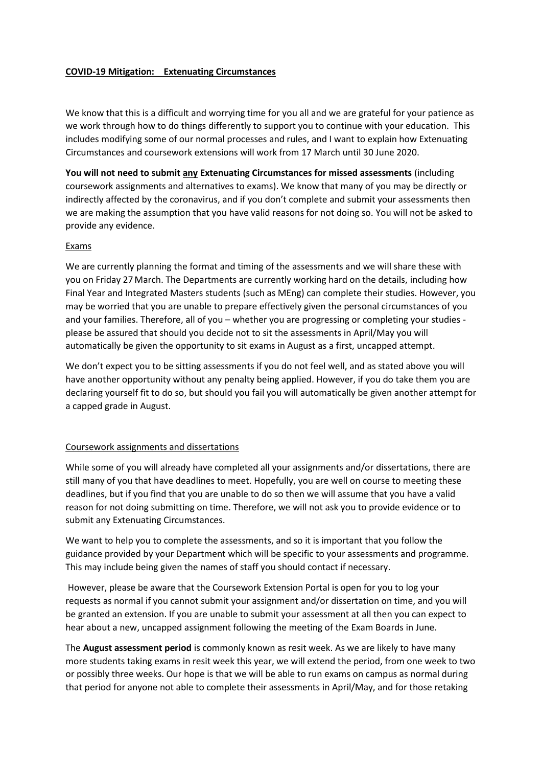**COVID-19 Mitigation: Extenuating Circumstances**

We know that this is a difficult and worrying time for you all and we are grateful for your patience as we work through how to do things differently to support you to continue with your education. This includes modifying some of our normal processes and rules, and I want to explain how Extenuating Circumstances and coursework extensions will work from 17 March until 30 June 2020.

**You will not need to submit any Extenuating Circumstances for missed assessments** (including coursework assignments and alternatives to exams). We know that many of you may be directly or indirectly affected by the coronavirus, and if you don't complete and submit your assessments then we are making the assumption that you have valid reasons for not doing so. You will not be asked to provide any evidence.

Exams

We are currently planning the format and timing of the assessments and we will share these with you on Friday 27 March. The Departments are currently working hard on the details, including how Final Year and Integrated Masters students (such as MEng) can complete their studies. However, you may be worried that you are unable to prepare effectively given the personal circumstances of you and your families. Therefore, all of you – whether you are progressing or completing your studies - please be assured that should you decide not to sit the assessments in April/May you will automatically be given the opportunity to sit exams in August as a first, uncapped attempt.

We don't expect you to be sitting assessments if you do not feel well, and as stated above you will have another opportunity without any penalty being applied. However, if you do take them you are declaring yourself fit to do so, but should you fail you will automatically be given another attempt for a capped grade in August.

Coursework assignments and dissertations

While some of you will already have completed all your assignments and/or dissertations, there are still many of you that have deadlines to meet. Hopefully, you are well on course to meeting these deadlines, but if you find that you are unable to do so then we will assume that you have a valid reason for not doing submitting on time. Therefore, we will not ask you to provide evidence or to submit any Extenuating Circumstances.

We want to help you to complete the assessments, and so it is important that you follow the guidance provided by your Department which will be specific to your assessments and programme. This may include being given the names of staff you should contact if necessary.

However, please be aware that the Coursework Extension Portal is open for you to log your requests as normal if you cannot submit your assignment and/or dissertation on time, and you will be granted an extension. If you are unable to submit your assessment at all then you can expect to hear about a new, uncapped assignment following the meeting of the Exam Boards in June.

The **August assessment period** is commonly known as resit week. As we are likely to have many more students taking exams in resit week this year, we will extend the period, from one week to two or possibly three weeks. Our hope is that we will be able to run exams on campus as normal during that period for anyone not able to complete their assessments in April/May, and for those retaking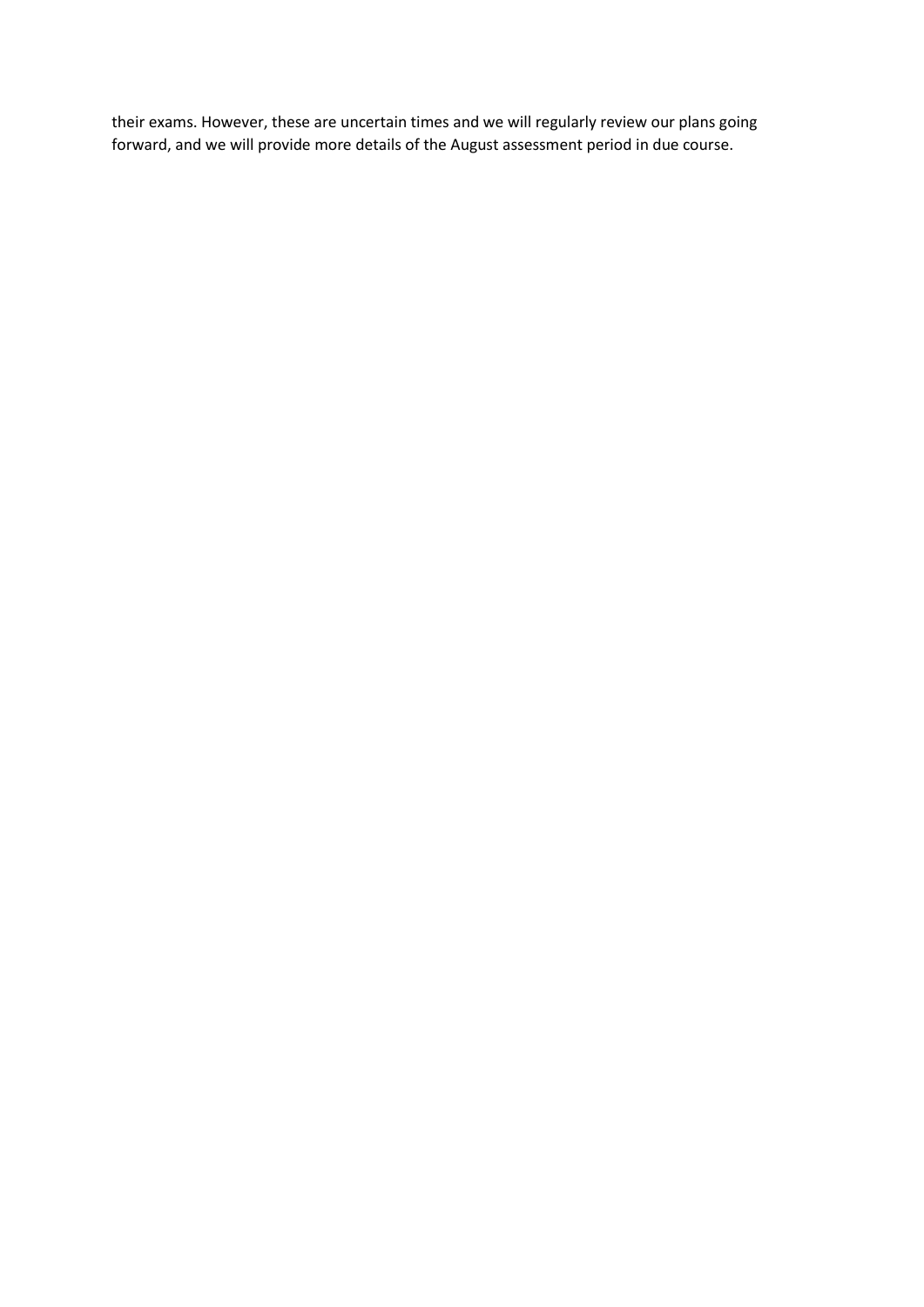their exams. However, these are uncertain times and we will regularly review our plans going forward, and we will provide more details of the August assessment period in due course.